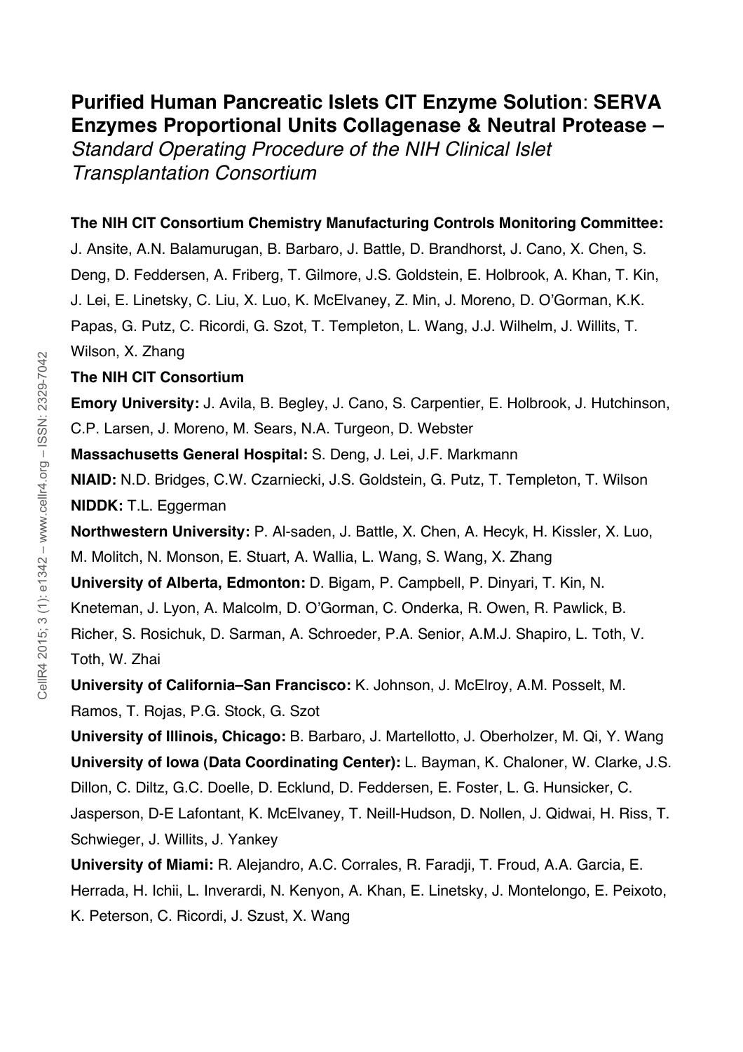# Purified Human Pancreatic Islets CIT Enzyme Solution: SERVA Enzymes Proportional Units Collagenase & Neutral Protease – *Standard Operating Procedure of the NIH Clinical Islet Transplantation Consortium*

**The NIH CIT Consortium Chemistry Manufacturing Controls Monitoring Committee:** J. Ansite, A.N. Balamurugan, B. Barbaro, J. Battle, D. Brandhorst, J. Cano, X. Chen, S. Deng, D. Feddersen, A. Friberg, T. Gilmore, J.S. Goldstein, E. Holbrook, A. Khan, T. Kin, J. Lei, E. Linetsky, C. Liu, X. Luo, K. McElvaney, Z. Min, J. Moreno, D. O'Gorman, K.K. Papas, G. Putz, C. Ricordi, G. Szot, T. Templeton, L. Wang, J.J. Wilhelm, J. Willits, T. Wilson, X. Zhang

**The NIH CIT Consortium**

**Emory University:** J. Avila, B. Begley, J. Cano, S. Carpentier, E. Holbrook, J. Hutchinson, C.P. Larsen, J. Moreno, M. Sears, N.A. Turgeon, D. Webster

**Massachusetts General Hospital:** S. Deng, J. Lei, J.F. Markmann

**NIAID:** N.D. Bridges, C.W. Czarniecki, J.S. Goldstein, G. Putz, T. Templeton, T. Wilson

**NIDDK:** T.L. Eggerman

**Northwestern University:** P. Al-saden, J. Battle, X. Chen, A. Hecyk, H. Kissler, X. Luo, M. Molitch, N. Monson, E. Stuart, A. Wallia, L. Wang, S. Wang, X. Zhang

**University of Alberta, Edmonton:** D. Bigam, P. Campbell, P. Dinyari, T. Kin, N. Kneteman, J. Lyon, A. Malcolm, D. O'Gorman, C. Onderka, R. Owen, R. Pawlick, B. Richer, S. Rosichuk, D. Sarman, A. Schroeder, P.A. Senior, A.M.J. Shapiro, L. Toth, V. Toth, W. Zhai

**University of California–San Francisco:** K. Johnson, J. McElroy, A.M. Posselt, M. Ramos, T. Rojas, P.G. Stock, G. Szot

**University of Illinois, Chicago:** B. Barbaro, J. Martellotto, J. Oberholzer, M. Qi, Y. Wang

**University of Iowa (Data Coordinating Center):** L. Bayman, K. Chaloner, W. Clarke, J.S. Dillon, C. Diltz, G.C. Doelle, D. Ecklund, D. Feddersen, E. Foster, L. G. Hunsicker, C. Jasperson, D-E Lafontant, K. McElvaney, T. Neill-Hudson, D. Nollen, J. Qidwai, H. Riss, T. Schwieger, J. Willits, J. Yankey

**University of Miami:** R. Alejandro, A.C. Corrales, R. Faradji, T. Froud, A.A. Garcia, E. Herrada, H. Ichii, L. Inverardi, N. Kenyon, A. Khan, E. Linetsky, J. Montelongo, E. Peixoto, K. Peterson, C. Ricordi, J. Szust, X. Wang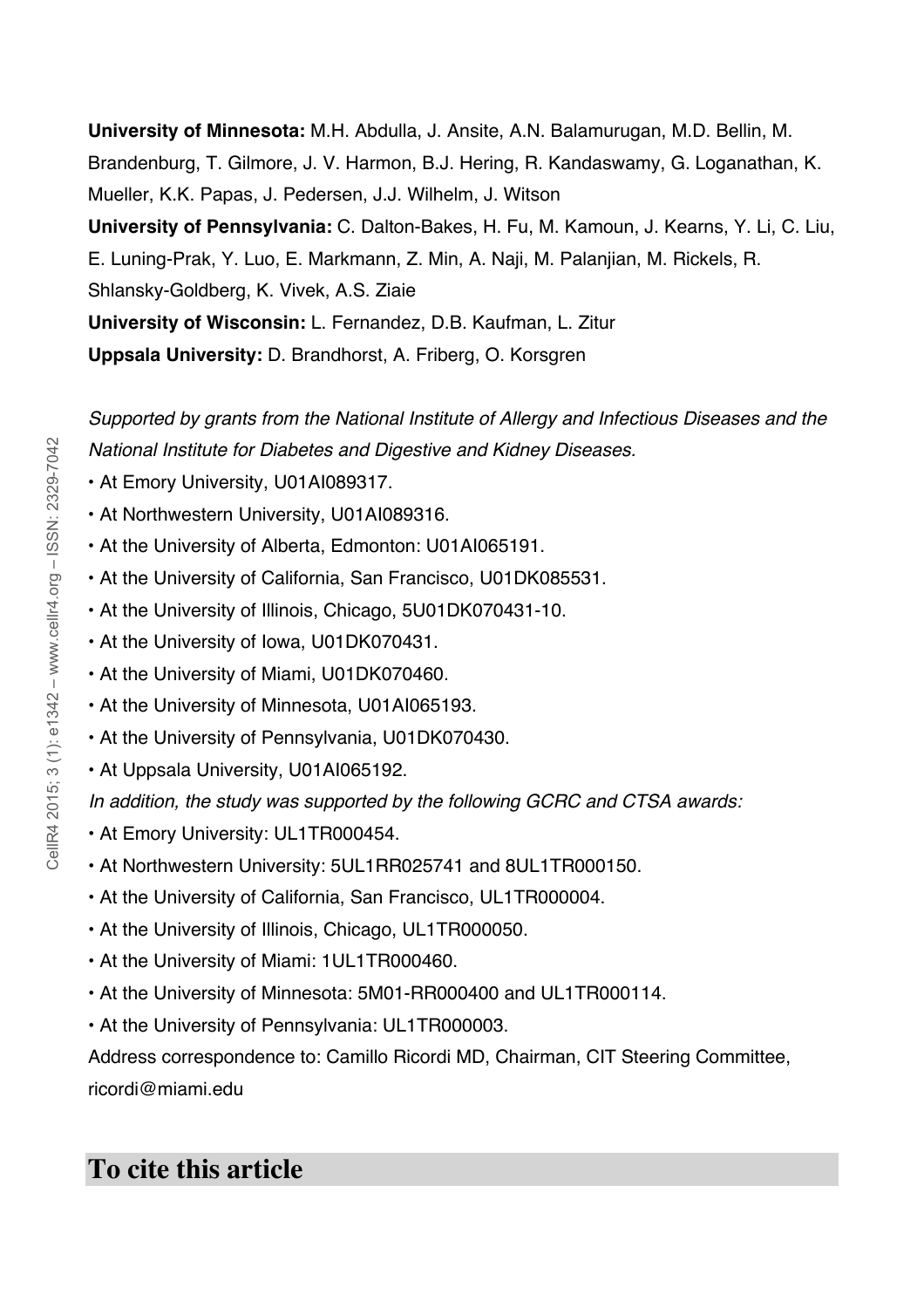**University of Minnesota:** M.H. Abdulla, J. Ansite, A.N. Balamurugan, M.D. Bellin, M. Brandenburg, T. Gilmore, J. V. Harmon, B.J. Hering, R. Kandaswamy, G. Loganathan, K. Mueller, K.K. Papas, J. Pedersen, J.J. Wilhelm, J. Witson

**University of Pennsylvania:** C. Dalton-Bakes, H. Fu, M. Kamoun, J. Kearns, Y. Li, C. Liu, E. Luning-Prak, Y. Luo, E. Markmann, Z. Min, A. Naji, M. Palanjian, M. Rickels, R. Shlansky-Goldberg, K. Vivek, A.S. Ziaie

**University of Wisconsin:** L. Fernandez, D.B. Kaufman, L. Zitur

**Uppsala University:** D. Brandhorst, A. Friberg, O. Korsgren

*Supported by grants from the National Institute of Allergy and Infectious Diseases and the National Institute for Diabetes and Digestive and Kidney Diseases.*

- At Emory University, U01AI089317.
- At Northwestern University, U01AI089316.
- At the University of Alberta, Edmonton: U01AI065191.
- At the University of California, San Francisco, U01DK085531.
- At the University of Illinois, Chicago, 5U01DK070431-10.
- At the University of Iowa, U01DK070431.
- At the University of Miami, U01DK070460.
- At the University of Minnesota, U01AI065193.
- At the University of Pennsylvania, U01DK070430.
- At Uppsala University, U01AI065192.

*In addition, the study was supported by the following GCRC and CTSA awards:*

- At Emory University: UL1TR000454.
- At Northwestern University: 5UL1RR025741 and 8UL1TR000150.
- At the University of California, San Francisco, UL1TR000004.
- At the University of Illinois, Chicago, UL1TR000050.
- At the University of Miami: 1UL1TR000460.
- At the University of Minnesota: 5M01-RR000400 and UL1TR000114.
- At the University of Pennsylvania: UL1TR000003.

Address correspondence to: Camillo Ricordi MD, Chairman, CIT Steering Committee, ricordi@miami.edu

## To cite this article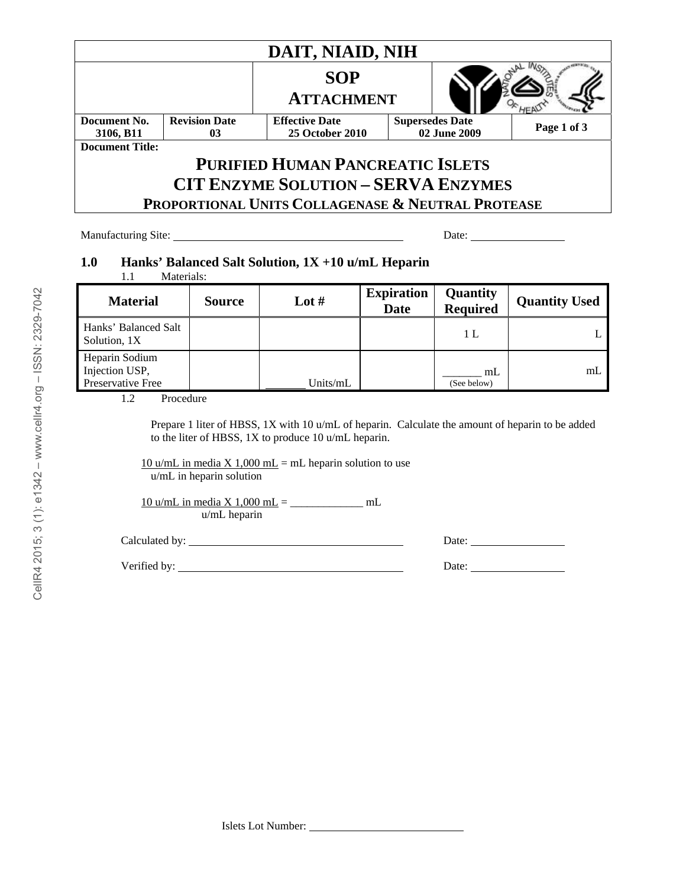| DAIT, NIAID, NIH | | | | |
|---|---|---|---|---|
| | SOP ATTACHMENT | | | |
| **Document No.** 3106, B11 | **Revision Date** 03 | **Effective Date** 25 October 2010 | **Supersedes Date** 02 June 2009 | **Page 1 of 3** |

**Document Title:**

# PURIFIED HUMAN PANCREATIC ISLETS
# CIT ENZYME SOLUTION – SERVA ENZYMES
## PROPORTIONAL UNITS COLLAGENASE & NEUTRAL PROTEASE

Manufacturing Site: ______________________________ Date: ______________

## 1.0 Hanks' Balanced Salt Solution, 1X +10 u/mL Heparin

1.1 Materials:

| Material | Source | Lot # | Expiration Date | Quantity Required | Quantity Used |
|---|---|---|---|---|---|
| Hanks' Balanced Salt Solution, 1X | | | | 1 L | L |
| Heparin Sodium Injection USP, Preservative Free | | _______ Units/mL | | _______ mL (See below) | mL |

1.2 Procedure

Prepare 1 liter of HBSS, 1X with 10 u/mL of heparin. Calculate the amount of heparin to be added to the liter of HBSS, 1X to produce 10 u/mL heparin.

$$\frac{10 \text{ u/mL in media} \times 1{,}000 \text{ mL}}{\text{u/mL in heparin solution}} = \text{mL heparin solution to use}$$

$$\frac{10 \text{ u/mL in media} \times 1{,}000 \text{ mL}}{\text{u/mL heparin}} = \_\_\_\_\_\_\_\_\_\_\_\_\_ \text{ mL}$$

Calculated by: ______________________________ Date: ______________

Verified by: ______________________________ Date: ______________

Islets Lot Number: ______________________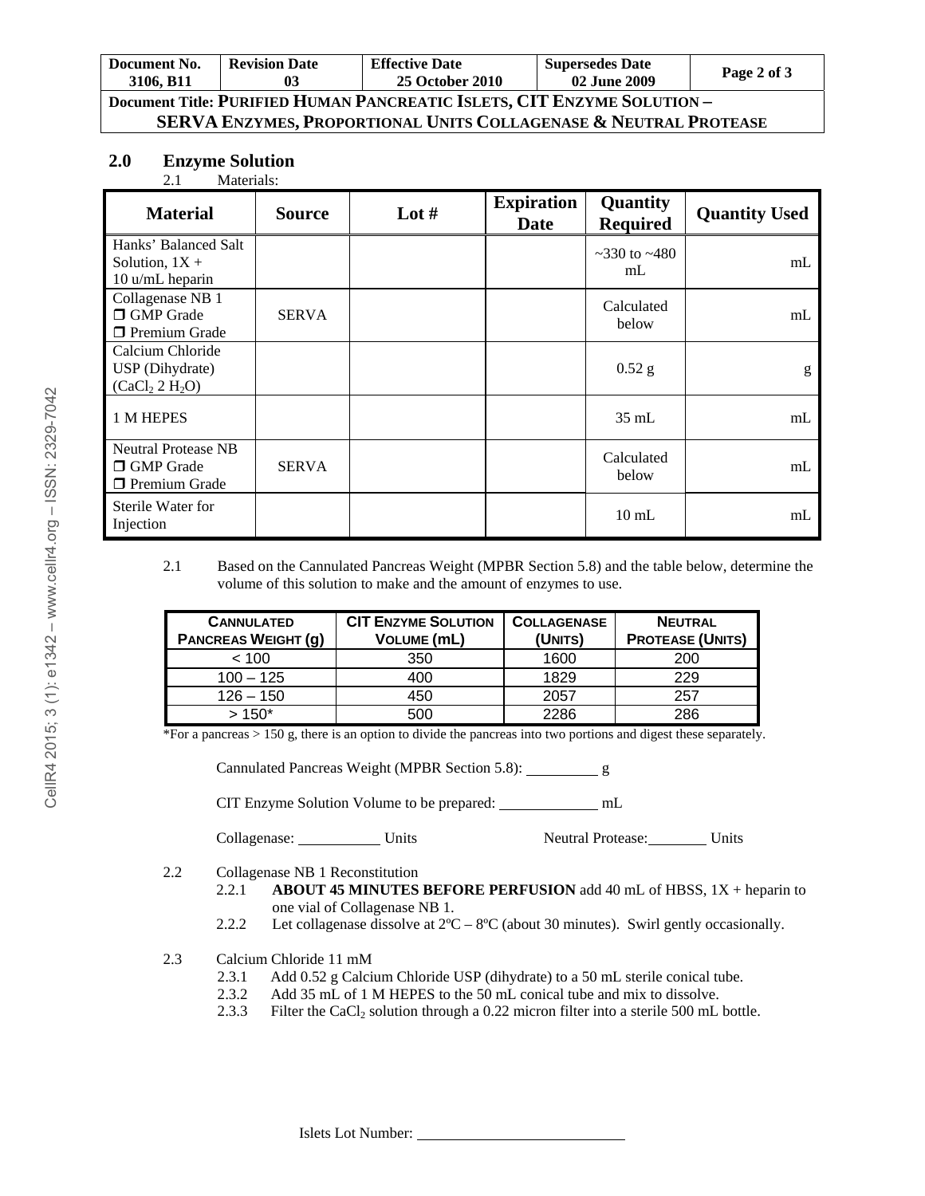| Document No. 3106, B11 | Revision Date 03 | Effective Date 25 October 2010 | Supersedes Date 02 June 2009 | Page 2 of 3 |
|---|---|---|---|---|

**Document Title: PURIFIED HUMAN PANCREATIC ISLETS, CIT ENZYME SOLUTION – SERVA ENZYMES, PROPORTIONAL UNITS COLLAGENASE & NEUTRAL PROTEASE**

## 2.0 Enzyme Solution

2.1 Materials:

| Material | Source | Lot # | Expiration Date | Quantity Required | Quantity Used |
|---|---|---|---|---|---|
| Hanks' Balanced Salt Solution, 1X + 10 u/mL heparin | | | | ~330 to ~480 mL | mL |
| Collagenase NB 1<br>❒ GMP Grade<br>❒ Premium Grade | SERVA | | | Calculated below | mL |
| Calcium Chloride USP (Dihydrate) ($CaCl_2$ 2 $H_2O$) | | | | 0.52 g | g |
| 1 M HEPES | | | | 35 mL | mL |
| Neutral Protease NB<br>❒ GMP Grade<br>❒ Premium Grade | SERVA | | | Calculated below | mL |
| Sterile Water for Injection | | | | 10 mL | mL |

2.1 Based on the Cannulated Pancreas Weight (MPBR Section 5.8) and the table below, determine the volume of this solution to make and the amount of enzymes to use.

| CANNULATED PANCREAS WEIGHT (g) | CIT ENZYME SOLUTION VOLUME (mL) | COLLAGENASE (UNITS) | NEUTRAL PROTEASE (UNITS) |
|---|---|---|---|
| < 100 | 350 | 1600 | 200 |
| 100 – 125 | 400 | 1829 | 229 |
| 126 – 150 | 450 | 2057 | 257 |
| > 150* | 500 | 2286 | 286 |

*For a pancreas > 150 g, there is an option to divide the pancreas into two portions and digest these separately.

Cannulated Pancreas Weight (MPBR Section 5.8): _________ g

CIT Enzyme Solution Volume to be prepared: ____________ mL

Collagenase: ___________ Units          Neutral Protease: ________ Units

2.2 Collagenase NB 1 Reconstitution

2.2.1 **ABOUT 45 MINUTES BEFORE PERFUSION** add 40 mL of HBSS, 1X + heparin to one vial of Collagenase NB 1.

2.2.2 Let collagenase dissolve at 2ºC – 8ºC (about 30 minutes). Swirl gently occasionally.

2.3 Calcium Chloride 11 mM

2.3.1 Add 0.52 g Calcium Chloride USP (dihydrate) to a 50 mL sterile conical tube.

2.3.2 Add 35 mL of 1 M HEPES to the 50 mL conical tube and mix to dissolve.

2.3.3 Filter the $CaCl_2$ solution through a 0.22 micron filter into a sterile 500 mL bottle.

Islets Lot Number: ___________________________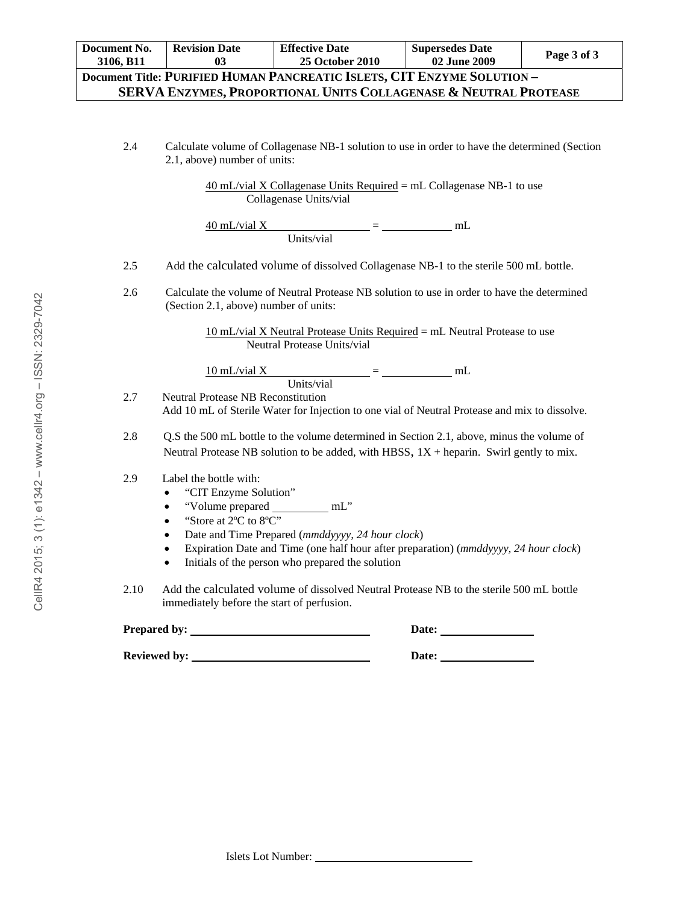2.4 Calculate volume of Collagenase NB-1 solution to use in order to have the determined (Section 2.1, above) number of units:

$$\frac{40 \text{ mL/vial X Collagenase Units Required}}{\text{Collagenase Units/vial}} = \text{mL Collagenase NB-1 to use}$$

$$\frac{40 \text{ mL/vial X } \_\_\_\_\_\_\_\_\_\_}{\text{Units/vial}} = \_\_\_\_\_\_\_\_\_\_ \text{ mL}$$

2.5 Add the calculated volume of dissolved Collagenase NB-1 to the sterile 500 mL bottle.

2.6 Calculate the volume of Neutral Protease NB solution to use in order to have the determined (Section 2.1, above) number of units:

$$\frac{10 \text{ mL/vial X Neutral Protease Units Required}}{\text{Neutral Protease Units/vial}} = \text{mL Neutral Protease to use}$$

$$\frac{10 \text{ mL/vial X } \_\_\_\_\_\_\_\_\_\_}{\text{Units/vial}} = \_\_\_\_\_\_\_\_\_\_ \text{ mL}$$

2.7 Neutral Protease NB Reconstitution
Add 10 mL of Sterile Water for Injection to one vial of Neutral Protease and mix to dissolve.

2.8 Q.S the 500 mL bottle to the volume determined in Section 2.1, above, minus the volume of Neutral Protease NB solution to be added, with HBSS, 1X + heparin. Swirl gently to mix.

2.9 Label the bottle with:

- "CIT Enzyme Solution"
- "Volume prepared __________ mL"
- "Store at 2ºC to 8ºC"
- Date and Time Prepared (*mmddyyyy, 24 hour clock*)
- Expiration Date and Time (one half hour after preparation) (*mmddyyyy, 24 hour clock*)
- Initials of the person who prepared the solution

2.10 Add the calculated volume of dissolved Neutral Protease NB to the sterile 500 mL bottle immediately before the start of perfusion.

**Prepared by:** ______________________________ **Date:** ______________

**Reviewed by:** ______________________________ **Date:** ______________

Islets Lot Number: ________________________